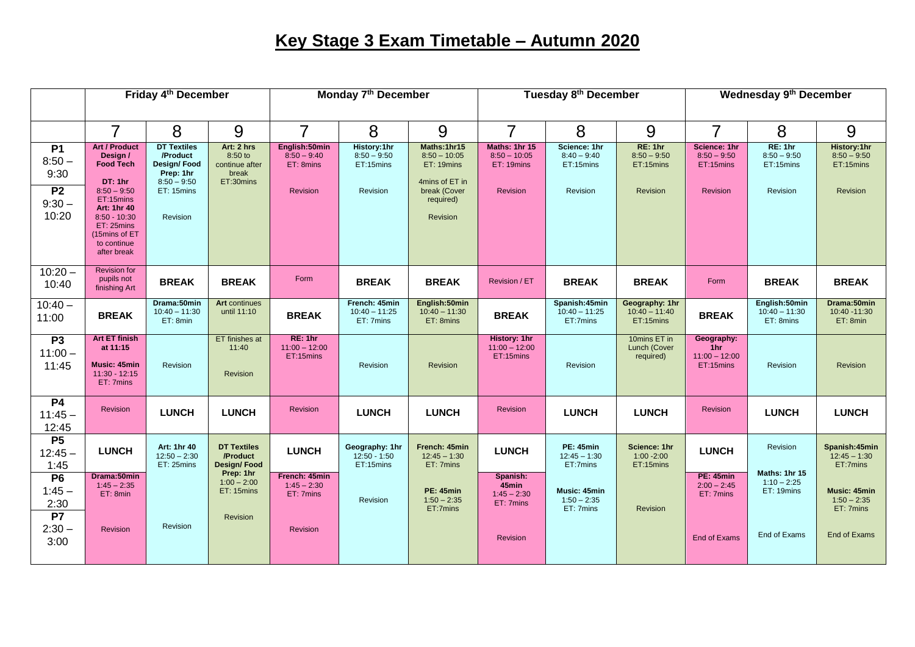# Key Stage 3 Exam Timetable – Autumn 2020

| | Friday 4th December | | | Monday 7th December | | | Tuesday 8th December | | | Wednesday 9th December | | |
|---|---|---|---|---|---|---|---|---|---|---|---|---|
| | 7 | 8 | 9 | 7 | 8 | 9 | 7 | 8 | 9 | 7 | 8 | 9 |
| **P1** 8:50 – 9:30 **P2** 9:30 – 10:20 | **Art / Product Design / Food Tech** **DT: 1hr** 8:50 – 9:50 ET:15mins **Art: 1hr 40** 8:50 - 10:30 ET: 25mins (15mins of ET to continue after break | **DT Textiles /Product Design/ Food Prep: 1hr** 8:50 – 9:50 ET: 15mins Revision | **Art: 2 hrs** 8:50 to continue after break ET:30mins | **English:50min** 8:50 – 9:40 ET: 8mins Revision | **History:1hr** 8:50 – 9:50 ET:15mins Revision | **Maths:1hr15** 8:50 – 10:05 ET: 19mins 4mins of ET in break (Cover required) Revision | **Maths: 1hr 15** 8:50 – 10:05 ET: 19mins Revision | **Science: 1hr** 8:40 – 9:40 ET:15mins Revision | **RE: 1hr** 8:50 – 9:50 ET:15mins Revision | **Science: 1hr** 8:50 – 9:50 ET:15mins Revision | **RE: 1hr** 8:50 – 9:50 ET:15mins Revision | **History:1hr** 8:50 – 9:50 ET:15mins Revision |
| 10:20 – 10:40 | Revision for pupils not finishing Art | **BREAK** | **BREAK** | Form | **BREAK** | **BREAK** | Revision / ET | **BREAK** | **BREAK** | Form | **BREAK** | **BREAK** |
| 10:40 – 11:00 | **BREAK** | **Drama:50min** 10:40 – 11:30 ET: 8min | **Art** continues until 11:10 | **BREAK** | **French: 45min** 10:40 – 11:25 ET: 7mins | **English:50min** 10:40 – 11:30 ET: 8mins | **BREAK** | **Spanish:45min** 10:40 – 11:25 ET:7mins | **Geography: 1hr** 10:40 – 11:40 ET:15mins | **BREAK** | **English:50min** 10:40 – 11:30 ET: 8mins | **Drama:50min** 10:40 -11:30 ET: 8min |
| **P3** 11:00 – 11:45 | **Art ET finish at 11:15** **Music: 45min** 11:30 - 12:15 ET: 7mins | Revision | ET finishes at 11:40 Revision | **RE: 1hr** 11:00 – 12:00 ET:15mins | Revision | Revision | **History: 1hr** 11:00 – 12:00 ET:15mins | Revision | 10mins ET in Lunch (Cover required) | **Geography: 1hr** 11:00 – 12:00 ET:15mins | Revision | Revision |
| **P4** 11:45 – 12:45 | Revision | **LUNCH** | **LUNCH** | Revision | **LUNCH** | **LUNCH** | Revision | **LUNCH** | **LUNCH** | Revision | **LUNCH** | **LUNCH** |
| **P5** 12:45 – 1:45 | **LUNCH** | **Art: 1hr 40** 12:50 – 2:30 ET: 25mins Revision | **DT Textiles /Product Design/ Food Prep: 1hr** 1:00 – 2:00 ET: 15mins Revision | **LUNCH** | **Geography: 1hr** 12:50 - 1:50 ET:15mins Revision | **French: 45min** 12:45 – 1:30 ET: 7mins | **LUNCH** | **PE: 45min** 12:45 – 1:30 ET:7mins | **Science: 1hr** 1:00 -2:00 ET:15mins Revision | **LUNCH** | Revision **Maths: 1hr 15** 1:10 – 2:25 ET: 19mins End of Exams | **Spanish:45min** 12:45 – 1:30 ET:7mins |
| **P6** 1:45 – 2:30 **P7** 2:30 – 3:00 | **Drama:50min** 1:45 – 2:35 ET: 8min Revision | | | **French: 45min** 1:45 – 2:30 ET: 7mins Revision | | **PE: 45min** 1:50 – 2:35 ET:7mins | **Spanish: 45min** 1:45 – 2:30 ET: 7mins Revision | **Music: 45min** 1:50 – 2:35 ET: 7mins | | **PE: 45min** 2:00 – 2:45 ET: 7mins End of Exams | | **Music: 45min** 1:50 – 2:35 ET: 7mins End of Exams |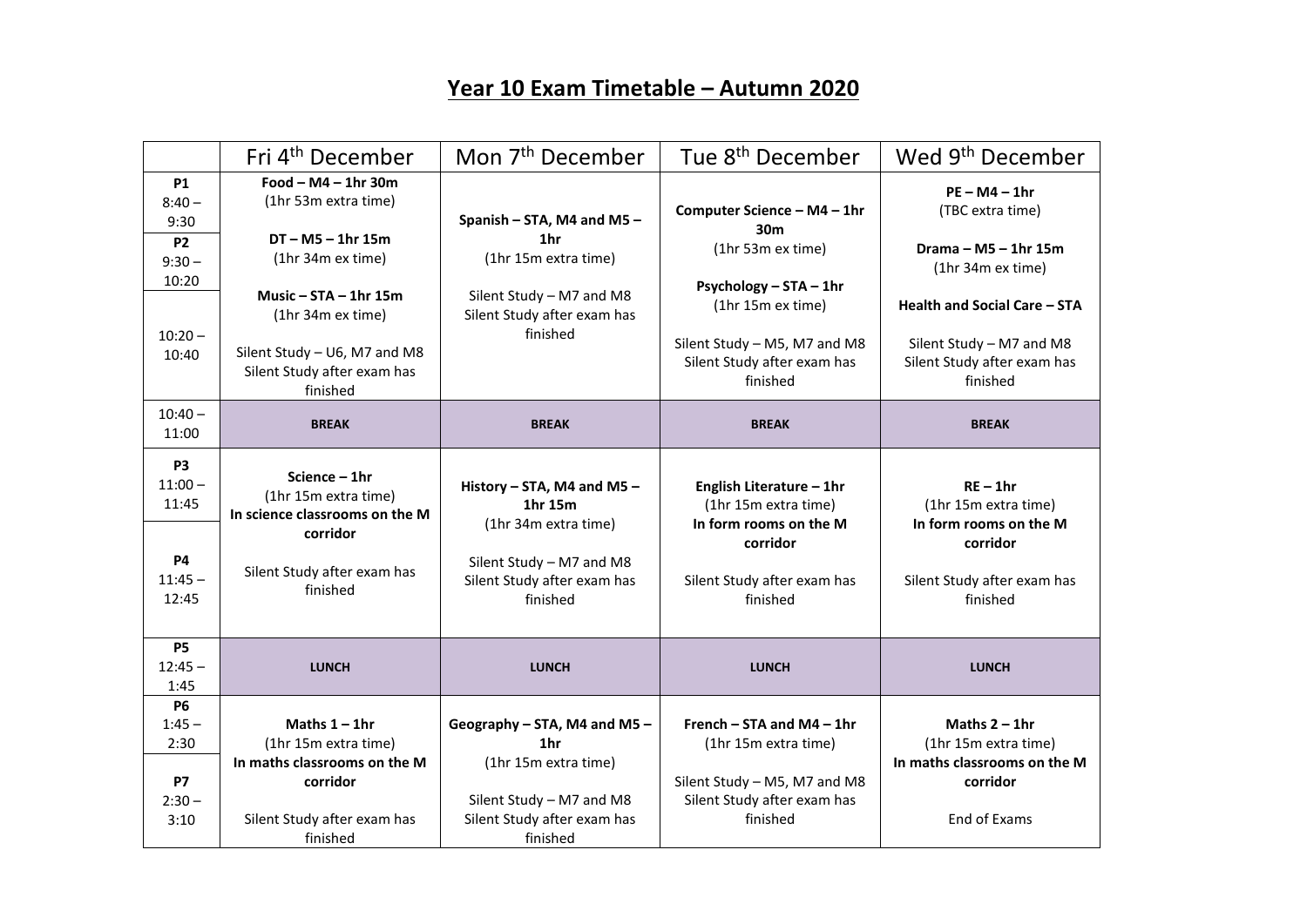# Year 10 Exam Timetable – Autumn 2020

| | Fri 4th December | Mon 7th December | Tue 8th December | Wed 9th December |
|---|---|---|---|---|
| **P1** 8:40 – 9:30 **P2** 9:30 – 10:20 10:20 – 10:40 | **Food – M4 – 1hr 30m** (1hr 53m extra time) **DT – M5 – 1hr 15m** (1hr 34m ex time) **Music – STA – 1hr 15m** (1hr 34m ex time) Silent Study – U6, M7 and M8 Silent Study after exam has finished | **Spanish – STA, M4 and M5 – 1hr** (1hr 15m extra time) Silent Study – M7 and M8 Silent Study after exam has finished | **Computer Science – M4 – 1hr 30m** (1hr 53m ex time) **Psychology – STA – 1hr** (1hr 15m ex time) Silent Study – M5, M7 and M8 Silent Study after exam has finished | **PE – M4 – 1hr** (TBC extra time) **Drama – M5 – 1hr 15m** (1hr 34m ex time) **Health and Social Care – STA** Silent Study – M7 and M8 Silent Study after exam has finished |
| 10:40 – 11:00 | **BREAK** | **BREAK** | **BREAK** | **BREAK** |
| **P3** 11:00 – 11:45 **P4** 11:45 – 12:45 | **Science – 1hr** (1hr 15m extra time) **In science classrooms on the M corridor** Silent Study after exam has finished | **History – STA, M4 and M5 – 1hr 15m** (1hr 34m extra time) Silent Study – M7 and M8 Silent Study after exam has finished | **English Literature – 1hr** (1hr 15m extra time) **In form rooms on the M corridor** Silent Study after exam has finished | **RE – 1hr** (1hr 15m extra time) **In form rooms on the M corridor** Silent Study after exam has finished |
| **P5** 12:45 – 1:45 | **LUNCH** | **LUNCH** | **LUNCH** | **LUNCH** |
| **P6** 1:45 – 2:30 **P7** 2:30 – 3:10 | **Maths 1 – 1hr** (1hr 15m extra time) **In maths classrooms on the M corridor** Silent Study after exam has finished | **Geography – STA, M4 and M5 – 1hr** (1hr 15m extra time) Silent Study – M7 and M8 Silent Study after exam has finished | **French – STA and M4 – 1hr** (1hr 15m extra time) Silent Study – M5, M7 and M8 Silent Study after exam has finished | **Maths 2 – 1hr** (1hr 15m extra time) **In maths classrooms on the M corridor** End of Exams |